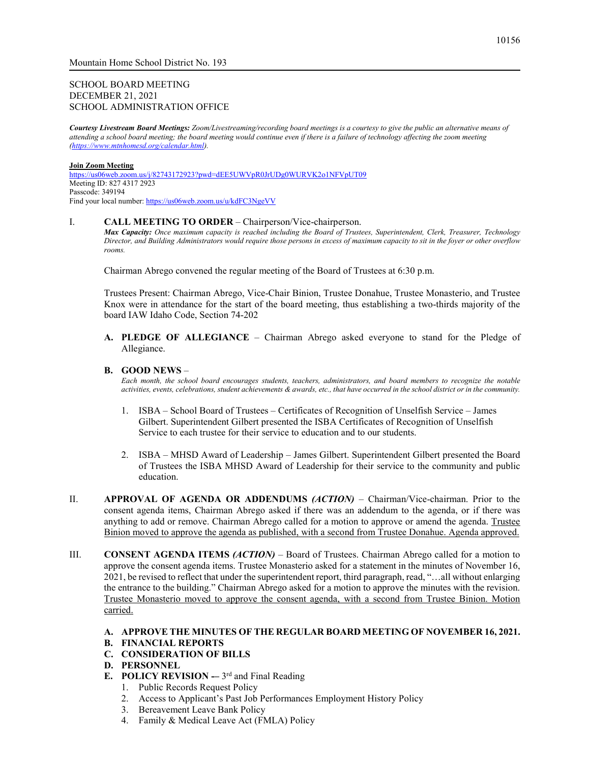Mountain Home School District No. 193

SCHOOL BOARD MEETING
DECEMBER 21, 2021
SCHOOL ADMINISTRATION OFFICE

***Courtesy Livestream Board Meetings:*** *Zoom/Livestreaming/recording board meetings is a courtesy to give the public an alternative means of attending a school board meeting; the board meeting would continue even if there is a failure of technology affecting the zoom meeting (https://www.mtnhomesd.org/calendar.html).*

**Join Zoom Meeting**
https://us06web.zoom.us/j/82743172923?pwd=dEE5UWVpR0JrUDg0WURVK2o1NFVpUT09
Meeting ID: 827 4317 2923
Passcode: 349194
Find your local number: https://us06web.zoom.us/u/kdFC3NgeVV

I. **CALL MEETING TO ORDER** – Chairperson/Vice-chairperson.
***Max Capacity:*** *Once maximum capacity is reached including the Board of Trustees, Superintendent, Clerk, Treasurer, Technology Director, and Building Administrators would require those persons in excess of maximum capacity to sit in the foyer or other overflow rooms.*

Chairman Abrego convened the regular meeting of the Board of Trustees at 6:30 p.m.

Trustees Present: Chairman Abrego, Vice-Chair Binion, Trustee Donahue, Trustee Monasterio, and Trustee Knox were in attendance for the start of the board meeting, thus establishing a two-thirds majority of the board IAW Idaho Code, Section 74-202

**A. PLEDGE OF ALLEGIANCE** – Chairman Abrego asked everyone to stand for the Pledge of Allegiance.

**B. GOOD NEWS** –
*Each month, the school board encourages students, teachers, administrators, and board members to recognize the notable activities, events, celebrations, student achievements & awards, etc., that have occurred in the school district or in the community.*

1. ISBA – School Board of Trustees – Certificates of Recognition of Unselfish Service – James Gilbert. Superintendent Gilbert presented the ISBA Certificates of Recognition of Unselfish Service to each trustee for their service to education and to our students.

2. ISBA – MHSD Award of Leadership – James Gilbert. Superintendent Gilbert presented the Board of Trustees the ISBA MHSD Award of Leadership for their service to the community and public education.

II. **APPROVAL OF AGENDA OR ADDENDUMS *(ACTION)*** – Chairman/Vice-chairman. Prior to the consent agenda items, Chairman Abrego asked if there was an addendum to the agenda, or if there was anything to add or remove. Chairman Abrego called for a motion to approve or amend the agenda. Trustee Binion moved to approve the agenda as published, with a second from Trustee Donahue. Agenda approved.

III. **CONSENT AGENDA ITEMS *(ACTION)*** – Board of Trustees. Chairman Abrego called for a motion to approve the consent agenda items. Trustee Monasterio asked for a statement in the minutes of November 16, 2021, be revised to reflect that under the superintendent report, third paragraph, read, "…all without enlarging the entrance to the building." Chairman Abrego asked for a motion to approve the minutes with the revision. Trustee Monasterio moved to approve the consent agenda, with a second from Trustee Binion. Motion carried.

**A. APPROVE THE MINUTES OF THE REGULAR BOARD MEETING OF NOVEMBER 16, 2021.**
**B. FINANCIAL REPORTS**
**C. CONSIDERATION OF BILLS**
**D. PERSONNEL**
**E. POLICY REVISION** –- 3rd and Final Reading
1. Public Records Request Policy
2. Access to Applicant's Past Job Performances Employment History Policy
3. Bereavement Leave Bank Policy
4. Family & Medical Leave Act (FMLA) Policy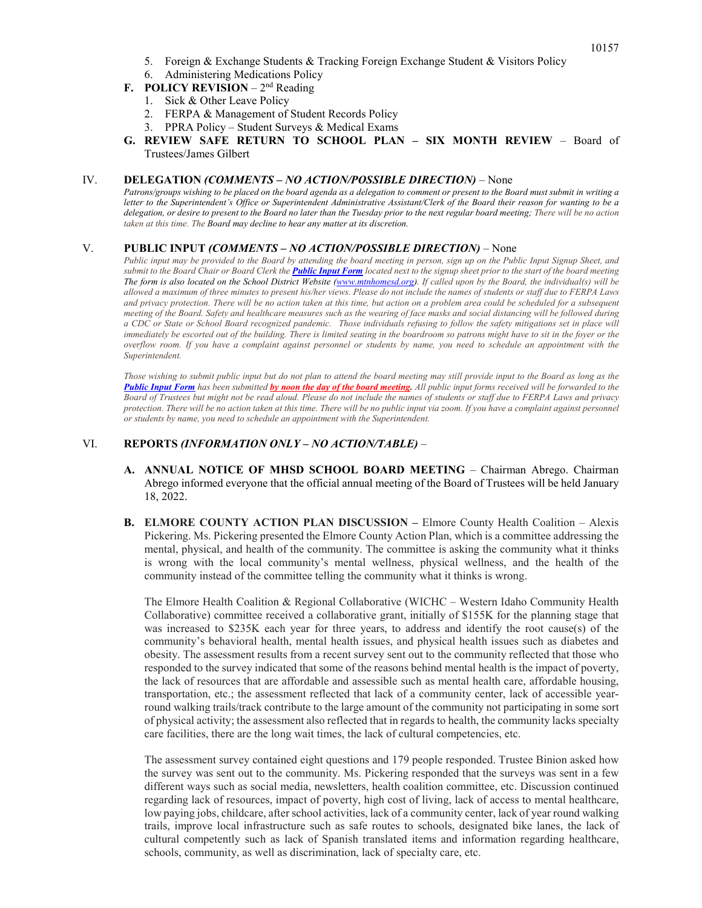5. Foreign & Exchange Students & Tracking Foreign Exchange Student & Visitors Policy
6. Administering Medications Policy

**F. POLICY REVISION** – 2nd Reading

1. Sick & Other Leave Policy
2. FERPA & Management of Student Records Policy
3. PPRA Policy – Student Surveys & Medical Exams

**G. REVIEW SAFE RETURN TO SCHOOL PLAN – SIX MONTH REVIEW** – Board of Trustees/James Gilbert

## IV. DELEGATION *(COMMENTS – NO ACTION/POSSIBLE DIRECTION)* – None

*Patrons/groups wishing to be placed on the board agenda as a delegation to comment or present to the Board must submit in writing a letter to the Superintendent's Office or Superintendent Administrative Assistant/Clerk of the Board their reason for wanting to be a delegation, or desire to present to the Board no later than the Tuesday prior to the next regular board meeting; There will be no action taken at this time. The Board may decline to hear any matter at its discretion.*

## V. PUBLIC INPUT *(COMMENTS – NO ACTION/POSSIBLE DIRECTION)* – None

*Public input may be provided to the Board by attending the board meeting in person, sign up on the Public Input Signup Sheet, and submit to the Board Chair or Board Clerk the **Public Input Form** located next to the signup sheet prior to the start of the board meeting The form is also located on the School District Website (www.mtnhomesd.org). If called upon by the Board, the individual(s) will be allowed a maximum of three minutes to present his/her views. Please do not include the names of students or staff due to FERPA Laws and privacy protection. There will be no action taken at this time, but action on a problem area could be scheduled for a subsequent meeting of the Board. Safety and healthcare measures such as the wearing of face masks and social distancing will be followed during a CDC or State or School Board recognized pandemic. Those individuals refusing to follow the safety mitigations set in place will immediately be escorted out of the building. There is limited seating in the boardroom so patrons might have to sit in the foyer or the overflow room. If you have a complaint against personnel or students by name, you need to schedule an appointment with the Superintendent.*

*Those wishing to submit public input but do not plan to attend the board meeting may still provide input to the Board as long as the **Public Input Form** has been submitted **by noon the day of the board meeting**. All public input forms received will be forwarded to the Board of Trustees but might not be read aloud. Please do not include the names of students or staff due to FERPA Laws and privacy protection. There will be no action taken at this time. There will be no public input via zoom. If you have a complaint against personnel or students by name, you need to schedule an appointment with the Superintendent.*

## VI. REPORTS *(INFORMATION ONLY – NO ACTION/TABLE)* –

**A. ANNUAL NOTICE OF MHSD SCHOOL BOARD MEETING** – Chairman Abrego. Chairman Abrego informed everyone that the official annual meeting of the Board of Trustees will be held January 18, 2022.

**B. ELMORE COUNTY ACTION PLAN DISCUSSION –** Elmore County Health Coalition – Alexis Pickering. Ms. Pickering presented the Elmore County Action Plan, which is a committee addressing the mental, physical, and health of the community. The committee is asking the community what it thinks is wrong with the local community's mental wellness, physical wellness, and the health of the community instead of the committee telling the community what it thinks is wrong.

The Elmore Health Coalition & Regional Collaborative (WICHC – Western Idaho Community Health Collaborative) committee received a collaborative grant, initially of $155K for the planning stage that was increased to $235K each year for three years, to address and identify the root cause(s) of the community's behavioral health, mental health issues, and physical health issues such as diabetes and obesity. The assessment results from a recent survey sent out to the community reflected that those who responded to the survey indicated that some of the reasons behind mental health is the impact of poverty, the lack of resources that are affordable and assessible such as mental health care, affordable housing, transportation, etc.; the assessment reflected that lack of a community center, lack of accessible year-round walking trails/track contribute to the large amount of the community not participating in some sort of physical activity; the assessment also reflected that in regards to health, the community lacks specialty care facilities, there are the long wait times, the lack of cultural competencies, etc.

The assessment survey contained eight questions and 179 people responded. Trustee Binion asked how the survey was sent out to the community. Ms. Pickering responded that the surveys was sent in a few different ways such as social media, newsletters, health coalition committee, etc. Discussion continued regarding lack of resources, impact of poverty, high cost of living, lack of access to mental healthcare, low paying jobs, childcare, after school activities, lack of a community center, lack of year round walking trails, improve local infrastructure such as safe routes to schools, designated bike lanes, the lack of cultural competently such as lack of Spanish translated items and information regarding healthcare, schools, community, as well as discrimination, lack of specialty care, etc.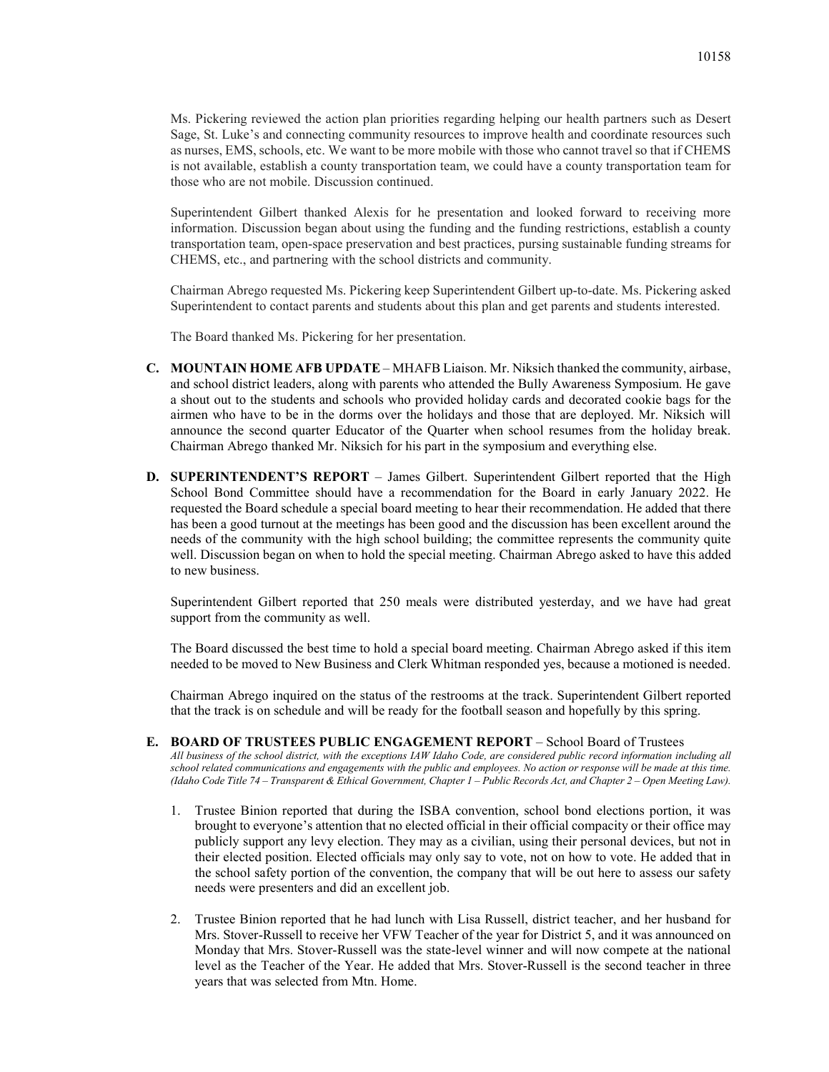Ms. Pickering reviewed the action plan priorities regarding helping our health partners such as Desert Sage, St. Luke's and connecting community resources to improve health and coordinate resources such as nurses, EMS, schools, etc. We want to be more mobile with those who cannot travel so that if CHEMS is not available, establish a county transportation team, we could have a county transportation team for those who are not mobile. Discussion continued.

Superintendent Gilbert thanked Alexis for he presentation and looked forward to receiving more information. Discussion began about using the funding and the funding restrictions, establish a county transportation team, open-space preservation and best practices, pursing sustainable funding streams for CHEMS, etc., and partnering with the school districts and community.

Chairman Abrego requested Ms. Pickering keep Superintendent Gilbert up-to-date. Ms. Pickering asked Superintendent to contact parents and students about this plan and get parents and students interested.

The Board thanked Ms. Pickering for her presentation.

**C. MOUNTAIN HOME AFB UPDATE** – MHAFB Liaison. Mr. Niksich thanked the community, airbase, and school district leaders, along with parents who attended the Bully Awareness Symposium. He gave a shout out to the students and schools who provided holiday cards and decorated cookie bags for the airmen who have to be in the dorms over the holidays and those that are deployed. Mr. Niksich will announce the second quarter Educator of the Quarter when school resumes from the holiday break. Chairman Abrego thanked Mr. Niksich for his part in the symposium and everything else.

**D. SUPERINTENDENT'S REPORT** – James Gilbert. Superintendent Gilbert reported that the High School Bond Committee should have a recommendation for the Board in early January 2022. He requested the Board schedule a special board meeting to hear their recommendation. He added that there has been a good turnout at the meetings has been good and the discussion has been excellent around the needs of the community with the high school building; the committee represents the community quite well. Discussion began on when to hold the special meeting. Chairman Abrego asked to have this added to new business.

Superintendent Gilbert reported that 250 meals were distributed yesterday, and we have had great support from the community as well.

The Board discussed the best time to hold a special board meeting. Chairman Abrego asked if this item needed to be moved to New Business and Clerk Whitman responded yes, because a motioned is needed.

Chairman Abrego inquired on the status of the restrooms at the track. Superintendent Gilbert reported that the track is on schedule and will be ready for the football season and hopefully by this spring.

**E. BOARD OF TRUSTEES PUBLIC ENGAGEMENT REPORT** – School Board of Trustees

*All business of the school district, with the exceptions IAW Idaho Code, are considered public record information including all school related communications and engagements with the public and employees. No action or response will be made at this time. (Idaho Code Title 74 – Transparent & Ethical Government, Chapter 1 – Public Records Act, and Chapter 2 – Open Meeting Law).*

1. Trustee Binion reported that during the ISBA convention, school bond elections portion, it was brought to everyone's attention that no elected official in their official compacity or their office may publicly support any levy election. They may as a civilian, using their personal devices, but not in their elected position. Elected officials may only say to vote, not on how to vote. He added that in the school safety portion of the convention, the company that will be out here to assess our safety needs were presenters and did an excellent job.

2. Trustee Binion reported that he had lunch with Lisa Russell, district teacher, and her husband for Mrs. Stover-Russell to receive her VFW Teacher of the year for District 5, and it was announced on Monday that Mrs. Stover-Russell was the state-level winner and will now compete at the national level as the Teacher of the Year. He added that Mrs. Stover-Russell is the second teacher in three years that was selected from Mtn. Home.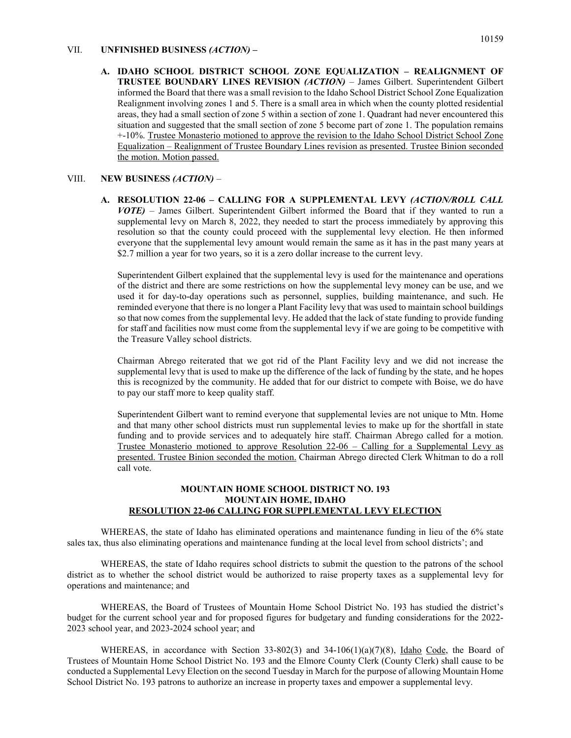VII. **UNFINISHED BUSINESS *(ACTION)* –**

**A. IDAHO SCHOOL DISTRICT SCHOOL ZONE EQUALIZATION – REALIGNMENT OF TRUSTEE BOUNDARY LINES REVISION *(ACTION)*** – James Gilbert. Superintendent Gilbert informed the Board that there was a small revision to the Idaho School District School Zone Equalization Realignment involving zones 1 and 5. There is a small area in which when the county plotted residential areas, they had a small section of zone 5 within a section of zone 1. Quadrant had never encountered this situation and suggested that the small section of zone 5 become part of zone 1. The population remains +-10%. <u>Trustee Monasterio motioned to approve the revision to the Idaho School District School Zone Equalization – Realignment of Trustee Boundary Lines revision as presented. Trustee Binion seconded the motion. Motion passed.</u>

VIII. **NEW BUSINESS *(ACTION)*** –

**A. RESOLUTION 22-06 – CALLING FOR A SUPPLEMENTAL LEVY *(ACTION/ROLL CALL VOTE)*** – James Gilbert. Superintendent Gilbert informed the Board that if they wanted to run a supplemental levy on March 8, 2022, they needed to start the process immediately by approving this resolution so that the county could proceed with the supplemental levy election. He then informed everyone that the supplemental levy amount would remain the same as it has in the past many years at \$2.7 million a year for two years, so it is a zero dollar increase to the current levy.

Superintendent Gilbert explained that the supplemental levy is used for the maintenance and operations of the district and there are some restrictions on how the supplemental levy money can be use, and we used it for day-to-day operations such as personnel, supplies, building maintenance, and such. He reminded everyone that there is no longer a Plant Facility levy that was used to maintain school buildings so that now comes from the supplemental levy. He added that the lack of state funding to provide funding for staff and facilities now must come from the supplemental levy if we are going to be competitive with the Treasure Valley school districts.

Chairman Abrego reiterated that we got rid of the Plant Facility levy and we did not increase the supplemental levy that is used to make up the difference of the lack of funding by the state, and he hopes this is recognized by the community. He added that for our district to compete with Boise, we do have to pay our staff more to keep quality staff.

Superintendent Gilbert want to remind everyone that supplemental levies are not unique to Mtn. Home and that many other school districts must run supplemental levies to make up for the shortfall in state funding and to provide services and to adequately hire staff. Chairman Abrego called for a motion. <u>Trustee Monasterio motioned to approve Resolution 22-06 – Calling for a Supplemental Levy as presented. Trustee Binion seconded the motion.</u> Chairman Abrego directed Clerk Whitman to do a roll call vote.

**MOUNTAIN HOME SCHOOL DISTRICT NO. 193**
**MOUNTAIN HOME, IDAHO**
**<u>RESOLUTION 22-06 CALLING FOR SUPPLEMENTAL LEVY ELECTION</u>**

WHEREAS, the state of Idaho has eliminated operations and maintenance funding in lieu of the 6% state sales tax, thus also eliminating operations and maintenance funding at the local level from school districts'; and

WHEREAS, the state of Idaho requires school districts to submit the question to the patrons of the school district as to whether the school district would be authorized to raise property taxes as a supplemental levy for operations and maintenance; and

WHEREAS, the Board of Trustees of Mountain Home School District No. 193 has studied the district's budget for the current school year and for proposed figures for budgetary and funding considerations for the 2022-2023 school year, and 2023-2024 school year; and

WHEREAS, in accordance with Section 33-802(3) and 34-106(1)(a)(7)(8), <u>Idaho</u> <u>Code</u>, the Board of Trustees of Mountain Home School District No. 193 and the Elmore County Clerk (County Clerk) shall cause to be conducted a Supplemental Levy Election on the second Tuesday in March for the purpose of allowing Mountain Home School District No. 193 patrons to authorize an increase in property taxes and empower a supplemental levy.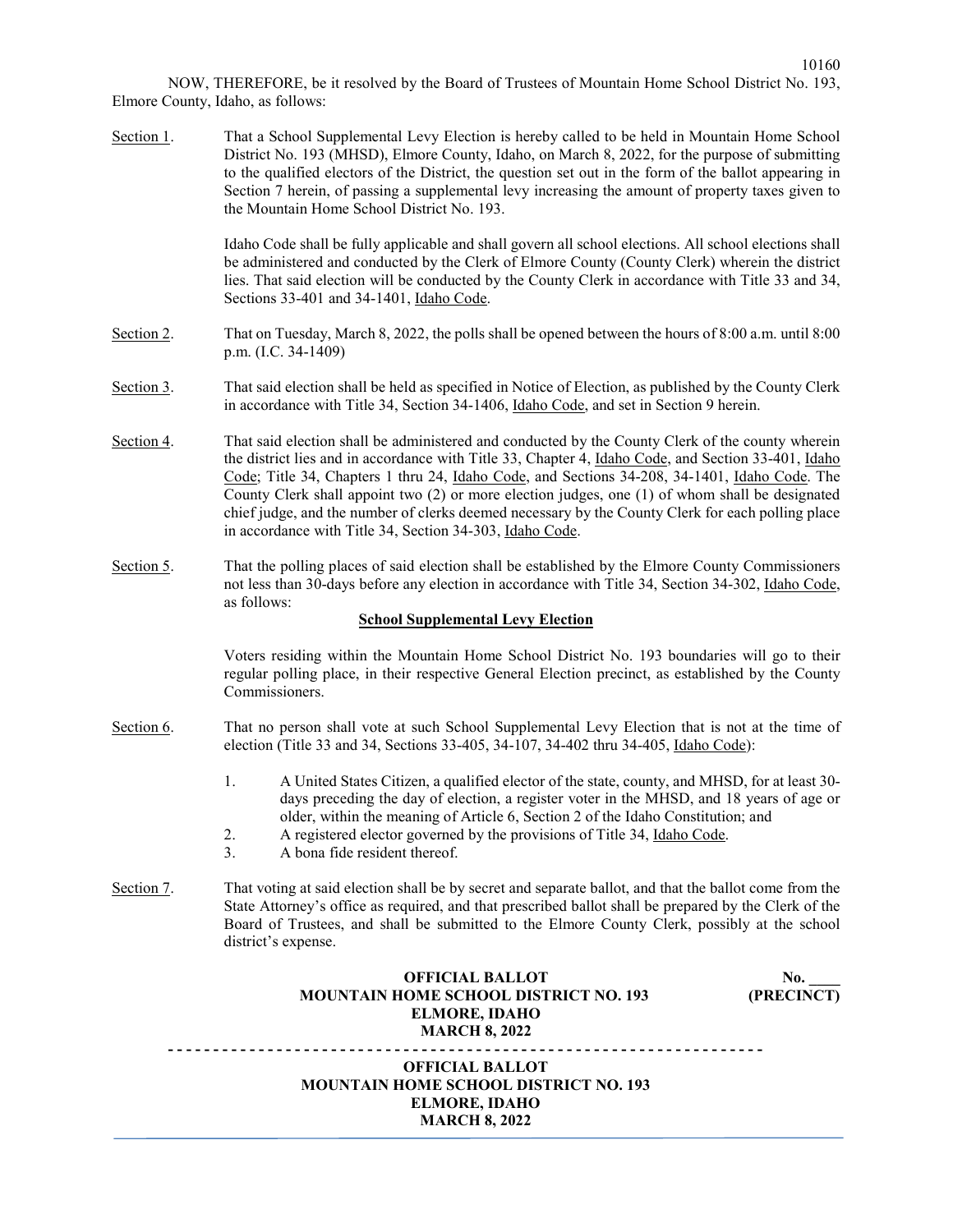NOW, THEREFORE, be it resolved by the Board of Trustees of Mountain Home School District No. 193, Elmore County, Idaho, as follows:

Section 1. That a School Supplemental Levy Election is hereby called to be held in Mountain Home School District No. 193 (MHSD), Elmore County, Idaho, on March 8, 2022, for the purpose of submitting to the qualified electors of the District, the question set out in the form of the ballot appearing in Section 7 herein, of passing a supplemental levy increasing the amount of property taxes given to the Mountain Home School District No. 193.

Idaho Code shall be fully applicable and shall govern all school elections. All school elections shall be administered and conducted by the Clerk of Elmore County (County Clerk) wherein the district lies. That said election will be conducted by the County Clerk in accordance with Title 33 and 34, Sections 33-401 and 34-1401, Idaho Code.

Section 2. That on Tuesday, March 8, 2022, the polls shall be opened between the hours of 8:00 a.m. until 8:00 p.m. (I.C. 34-1409)

Section 3. That said election shall be held as specified in Notice of Election, as published by the County Clerk in accordance with Title 34, Section 34-1406, Idaho Code, and set in Section 9 herein.

Section 4. That said election shall be administered and conducted by the County Clerk of the county wherein the district lies and in accordance with Title 33, Chapter 4, Idaho Code, and Section 33-401, Idaho Code; Title 34, Chapters 1 thru 24, Idaho Code, and Sections 34-208, 34-1401, Idaho Code. The County Clerk shall appoint two (2) or more election judges, one (1) of whom shall be designated chief judge, and the number of clerks deemed necessary by the County Clerk for each polling place in accordance with Title 34, Section 34-303, Idaho Code.

Section 5. That the polling places of said election shall be established by the Elmore County Commissioners not less than 30-days before any election in accordance with Title 34, Section 34-302, Idaho Code, as follows:

**School Supplemental Levy Election**

Voters residing within the Mountain Home School District No. 193 boundaries will go to their regular polling place, in their respective General Election precinct, as established by the County Commissioners.

Section 6. That no person shall vote at such School Supplemental Levy Election that is not at the time of election (Title 33 and 34, Sections 33-405, 34-107, 34-402 thru 34-405, Idaho Code):

1. A United States Citizen, a qualified elector of the state, county, and MHSD, for at least 30-days preceding the day of election, a register voter in the MHSD, and 18 years of age or older, within the meaning of Article 6, Section 2 of the Idaho Constitution; and
2. A registered elector governed by the provisions of Title 34, Idaho Code.
3. A bona fide resident thereof.

Section 7. That voting at said election shall be by secret and separate ballot, and that the ballot come from the State Attorney's office as required, and that prescribed ballot shall be prepared by the Clerk of the Board of Trustees, and shall be submitted to the Elmore County Clerk, possibly at the school district's expense.

**OFFICIAL BALLOT**
**MOUNTAIN HOME SCHOOL DISTRICT NO. 193**
**ELMORE, IDAHO**
**MARCH 8, 2022**

**No. ____**
**(PRECINCT)**

- - - - - - - - - - - - - - - - - - - - - - - - - - - - - - - - - - - - - - - - - - - - - - - - - - - - - - - - - - - - - - - -

**OFFICIAL BALLOT**
**MOUNTAIN HOME SCHOOL DISTRICT NO. 193**
**ELMORE, IDAHO**
**MARCH 8, 2022**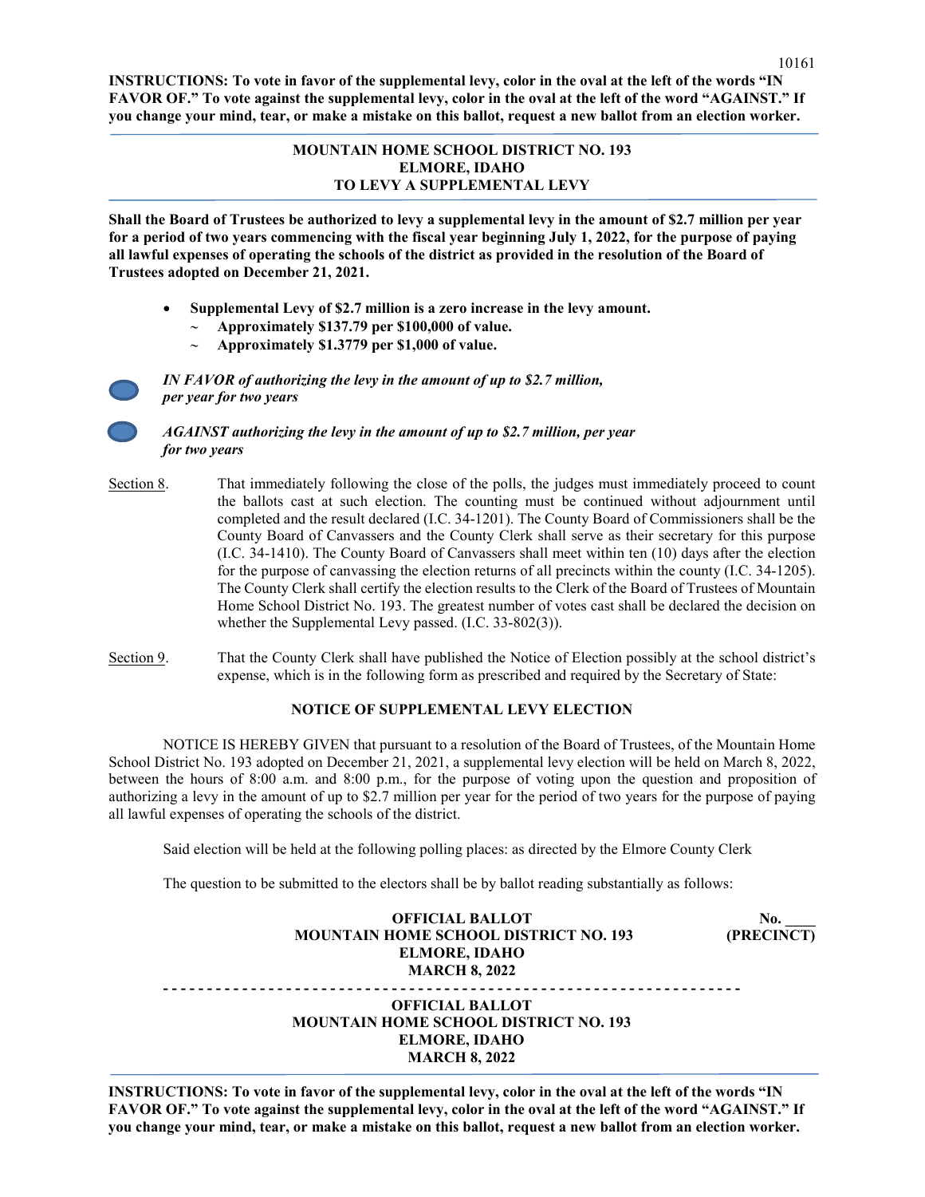**INSTRUCTIONS: To vote in favor of the supplemental levy, color in the oval at the left of the words "IN FAVOR OF." To vote against the supplemental levy, color in the oval at the left of the word "AGAINST." If you change your mind, tear, or make a mistake on this ballot, request a new ballot from an election worker.**

---

**MOUNTAIN HOME SCHOOL DISTRICT NO. 193**
**ELMORE, IDAHO**
**TO LEVY A SUPPLEMENTAL LEVY**

---

**Shall the Board of Trustees be authorized to levy a supplemental levy in the amount of $2.7 million per year for a period of two years commencing with the fiscal year beginning July 1, 2022, for the purpose of paying all lawful expenses of operating the schools of the district as provided in the resolution of the Board of Trustees adopted on December 21, 2021.**

- **Supplemental Levy of $2.7 million is a zero increase in the levy amount.**
  - ~ **Approximately $137.79 per $100,000 of value.**
  - ~ **Approximately $1.3779 per $1,000 of value.**

◯ ***IN FAVOR of authorizing the levy in the amount of up to $2.7 million, per year for two years***

◯ ***AGAINST authorizing the levy in the amount of up to $2.7 million, per year for two years***

Section 8. That immediately following the close of the polls, the judges must immediately proceed to count the ballots cast at such election. The counting must be continued without adjournment until completed and the result declared (I.C. 34-1201). The County Board of Commissioners shall be the County Board of Canvassers and the County Clerk shall serve as their secretary for this purpose (I.C. 34-1410). The County Board of Canvassers shall meet within ten (10) days after the election for the purpose of canvassing the election returns of all precincts within the county (I.C. 34-1205). The County Clerk shall certify the election results to the Clerk of the Board of Trustees of Mountain Home School District No. 193. The greatest number of votes cast shall be declared the decision on whether the Supplemental Levy passed. (I.C. 33-802(3)).

Section 9. That the County Clerk shall have published the Notice of Election possibly at the school district's expense, which is in the following form as prescribed and required by the Secretary of State:

**NOTICE OF SUPPLEMENTAL LEVY ELECTION**

NOTICE IS HEREBY GIVEN that pursuant to a resolution of the Board of Trustees, of the Mountain Home School District No. 193 adopted on December 21, 2021, a supplemental levy election will be held on March 8, 2022, between the hours of 8:00 a.m. and 8:00 p.m., for the purpose of voting upon the question and proposition of authorizing a levy in the amount of up to $2.7 million per year for the period of two years for the purpose of paying all lawful expenses of operating the schools of the district.

Said election will be held at the following polling places: as directed by the Elmore County Clerk

The question to be submitted to the electors shall be by ballot reading substantially as follows:

**OFFICIAL BALLOT**
**MOUNTAIN HOME SCHOOL DISTRICT NO. 193**
**ELMORE, IDAHO**
**MARCH 8, 2022**

**No. ____**
**(PRECINCT)**

- - - - - - - - - - - - - - - - - - - - - - - - - - - - - - - - - - - - - - - - - - - - - - - - - - - - - - - - - - - - - - - -

**OFFICIAL BALLOT**
**MOUNTAIN HOME SCHOOL DISTRICT NO. 193**
**ELMORE, IDAHO**
**MARCH 8, 2022**

---

**INSTRUCTIONS: To vote in favor of the supplemental levy, color in the oval at the left of the words "IN FAVOR OF." To vote against the supplemental levy, color in the oval at the left of the word "AGAINST." If you change your mind, tear, or make a mistake on this ballot, request a new ballot from an election worker.**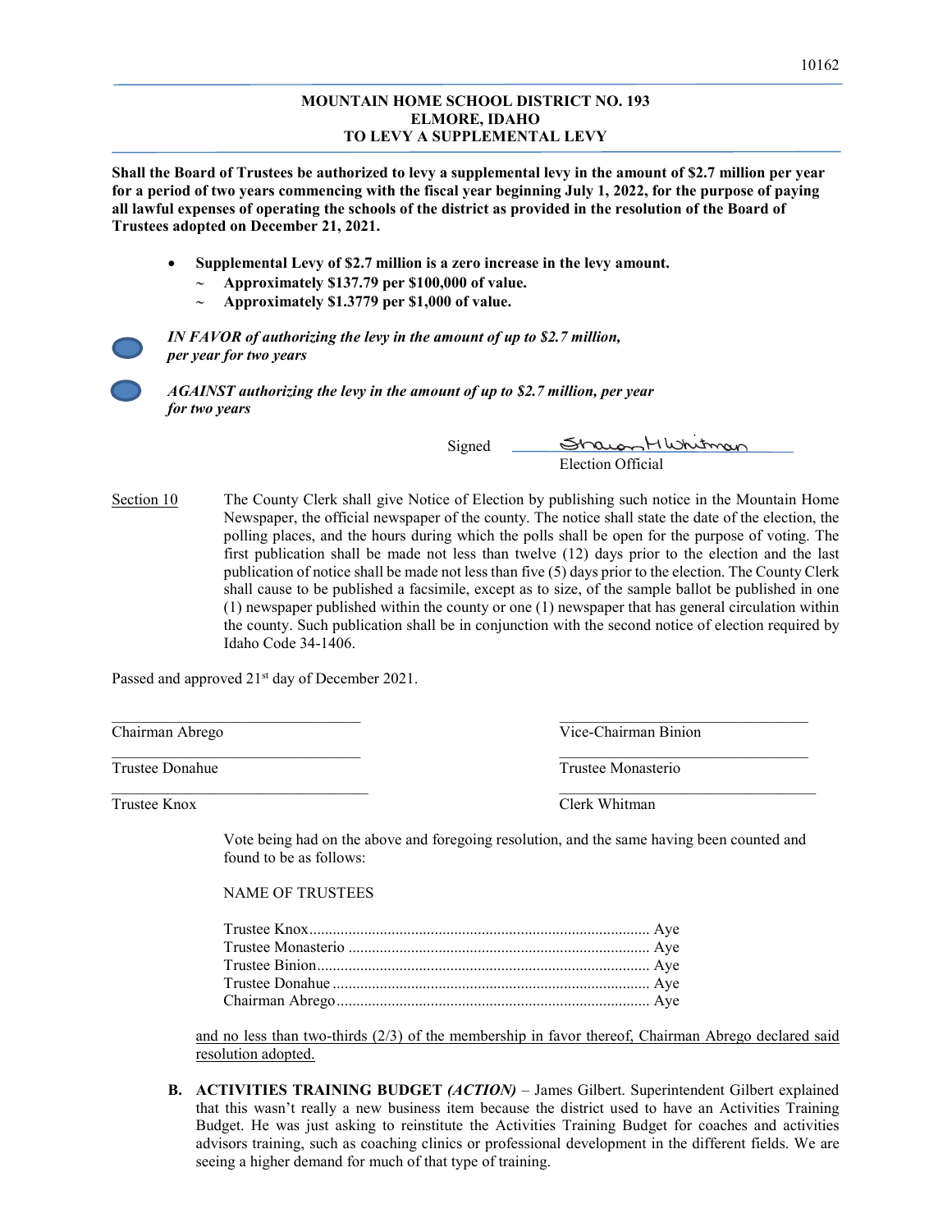**MOUNTAIN HOME SCHOOL DISTRICT NO. 193**
**ELMORE, IDAHO**
**TO LEVY A SUPPLEMENTAL LEVY**

**Shall the Board of Trustees be authorized to levy a supplemental levy in the amount of $2.7 million per year for a period of two years commencing with the fiscal year beginning July 1, 2022, for the purpose of paying all lawful expenses of operating the schools of the district as provided in the resolution of the Board of Trustees adopted on December 21, 2021.**

- **Supplemental Levy of $2.7 million is a zero increase in the levy amount.**
  - ~ **Approximately $137.79 per $100,000 of value.**
  - ~ **Approximately $1.3779 per $1,000 of value.**

⬭ ***IN FAVOR of authorizing the levy in the amount of up to $2.7 million, per year for two years***

⬭ ***AGAINST authorizing the levy in the amount of up to $2.7 million, per year for two years***

Signed Sharon H Whitman
Election Official

Section 10 — The County Clerk shall give Notice of Election by publishing such notice in the Mountain Home Newspaper, the official newspaper of the county. The notice shall state the date of the election, the polling places, and the hours during which the polls shall be open for the purpose of voting. The first publication shall be made not less than twelve (12) days prior to the election and the last publication of notice shall be made not less than five (5) days prior to the election. The County Clerk shall cause to be published a facsimile, except as to size, of the sample ballot be published in one (1) newspaper published within the county or one (1) newspaper that has general circulation within the county. Such publication shall be in conjunction with the second notice of election required by Idaho Code 34-1406.

Passed and approved 21st day of December 2021.

| | |
|---|---|
| \_\_\_\_\_\_\_\_\_\_\_\_\_\_\_\_\_\_\_\_ Chairman Abrego | \_\_\_\_\_\_\_\_\_\_\_\_\_\_\_\_\_\_\_\_ Vice-Chairman Binion |
| \_\_\_\_\_\_\_\_\_\_\_\_\_\_\_\_\_\_\_\_ Trustee Donahue | \_\_\_\_\_\_\_\_\_\_\_\_\_\_\_\_\_\_\_\_ Trustee Monasterio |
| \_\_\_\_\_\_\_\_\_\_\_\_\_\_\_\_\_\_\_\_ Trustee Knox | \_\_\_\_\_\_\_\_\_\_\_\_\_\_\_\_\_\_\_\_ Clerk Whitman |

Vote being had on the above and foregoing resolution, and the same having been counted and found to be as follows:

NAME OF TRUSTEES

Trustee Knox........................................................ Aye
Trustee Monasterio ................................................ Aye
Trustee Binion....................................................... Aye
Trustee Donahue .................................................. Aye
Chairman Abrego.................................................. Aye

and no less than two-thirds (2/3) of the membership in favor thereof, Chairman Abrego declared said resolution adopted.

**B. ACTIVITIES TRAINING BUDGET *(ACTION)*** – James Gilbert. Superintendent Gilbert explained that this wasn't really a new business item because the district used to have an Activities Training Budget. He was just asking to reinstitute the Activities Training Budget for coaches and activities advisors training, such as coaching clinics or professional development in the different fields. We are seeing a higher demand for much of that type of training.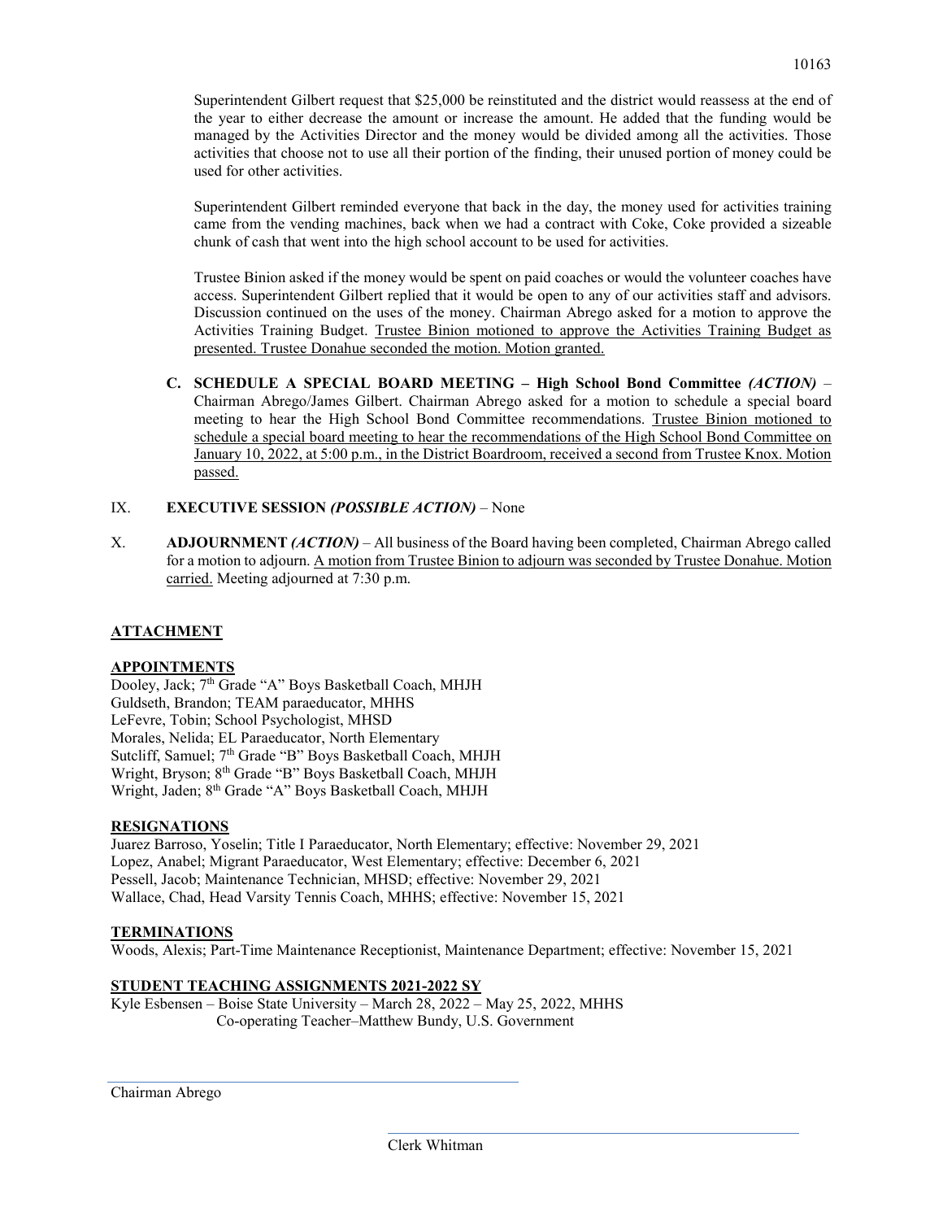Superintendent Gilbert request that $25,000 be reinstituted and the district would reassess at the end of the year to either decrease the amount or increase the amount. He added that the funding would be managed by the Activities Director and the money would be divided among all the activities. Those activities that choose not to use all their portion of the finding, their unused portion of money could be used for other activities.

Superintendent Gilbert reminded everyone that back in the day, the money used for activities training came from the vending machines, back when we had a contract with Coke, Coke provided a sizeable chunk of cash that went into the high school account to be used for activities.

Trustee Binion asked if the money would be spent on paid coaches or would the volunteer coaches have access. Superintendent Gilbert replied that it would be open to any of our activities staff and advisors. Discussion continued on the uses of the money. Chairman Abrego asked for a motion to approve the Activities Training Budget. Trustee Binion motioned to approve the Activities Training Budget as presented. Trustee Donahue seconded the motion. Motion granted.

**C. SCHEDULE A SPECIAL BOARD MEETING – High School Bond Committee *(ACTION)*** – Chairman Abrego/James Gilbert. Chairman Abrego asked for a motion to schedule a special board meeting to hear the High School Bond Committee recommendations. Trustee Binion motioned to schedule a special board meeting to hear the recommendations of the High School Bond Committee on January 10, 2022, at 5:00 p.m., in the District Boardroom, received a second from Trustee Knox. Motion passed.

IX. **EXECUTIVE SESSION *(POSSIBLE ACTION)*** – None

X. **ADJOURNMENT *(ACTION)*** – All business of the Board having been completed, Chairman Abrego called for a motion to adjourn. A motion from Trustee Binion to adjourn was seconded by Trustee Donahue. Motion carried. Meeting adjourned at 7:30 p.m.

## ATTACHMENT

### APPOINTMENTS

Dooley, Jack; 7th Grade "A" Boys Basketball Coach, MHJH
Guldseth, Brandon; TEAM paraeducator, MHHS
LeFevre, Tobin; School Psychologist, MHSD
Morales, Nelida; EL Paraeducator, North Elementary
Sutcliff, Samuel; 7th Grade "B" Boys Basketball Coach, MHJH
Wright, Bryson; 8th Grade "B" Boys Basketball Coach, MHJH
Wright, Jaden; 8th Grade "A" Boys Basketball Coach, MHJH

### RESIGNATIONS

Juarez Barroso, Yoselin; Title I Paraeducator, North Elementary; effective: November 29, 2021
Lopez, Anabel; Migrant Paraeducator, West Elementary; effective: December 6, 2021
Pessell, Jacob; Maintenance Technician, MHSD; effective: November 29, 2021
Wallace, Chad, Head Varsity Tennis Coach, MHHS; effective: November 15, 2021

### TERMINATIONS

Woods, Alexis; Part-Time Maintenance Receptionist, Maintenance Department; effective: November 15, 2021

### STUDENT TEACHING ASSIGNMENTS 2021-2022 SY

Kyle Esbensen – Boise State University – March 28, 2022 – May 25, 2022, MHHS
Co-operating Teacher–Matthew Bundy, U.S. Government

Chairman Abrego

Clerk Whitman